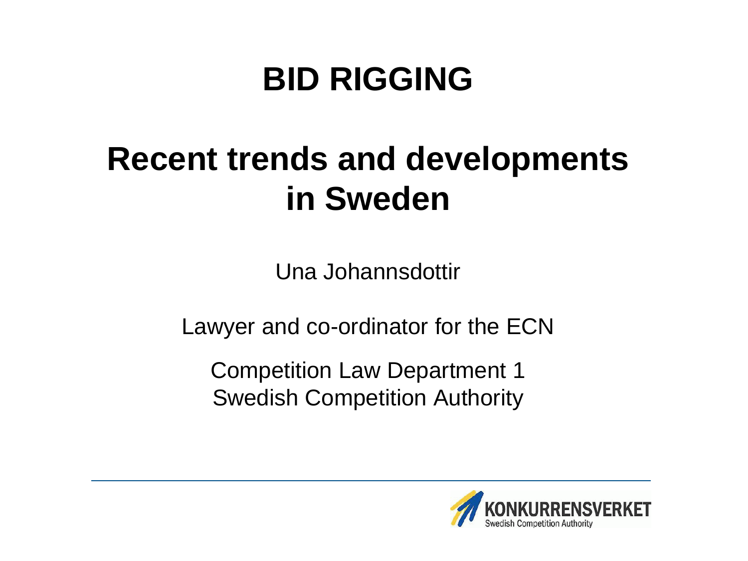# BID RIGGING

# Recent trends and developments in Sweden

Una Johannsdottir

Lawyer and co-ordinator for the ECN

Competition Law Department 1
Swedish Competition Authority

KONKURRENSVERKET
Swedish Competition Authority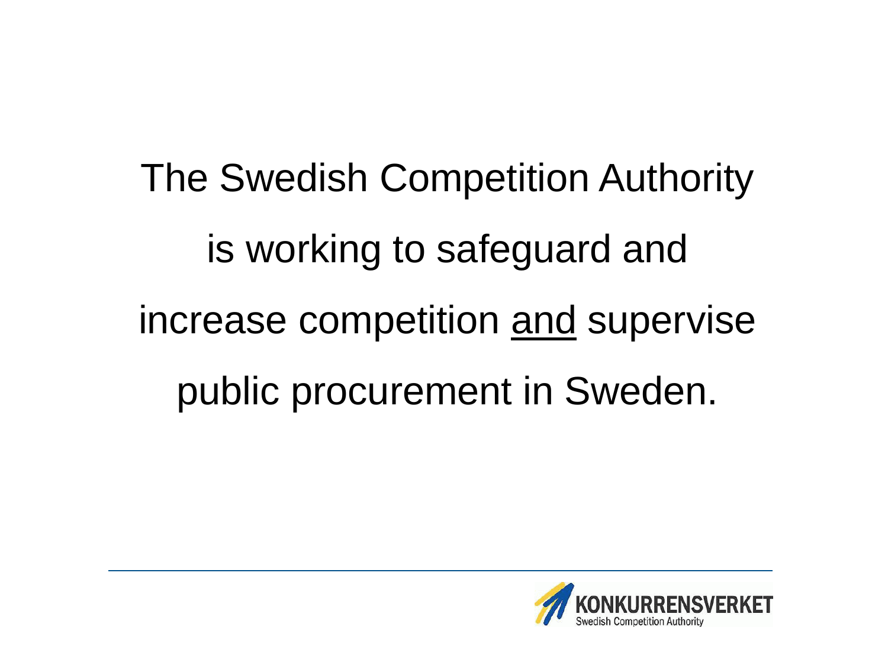The Swedish Competition Authority is working to safeguard and increase competition <u>and</u> supervise public procurement in Sweden.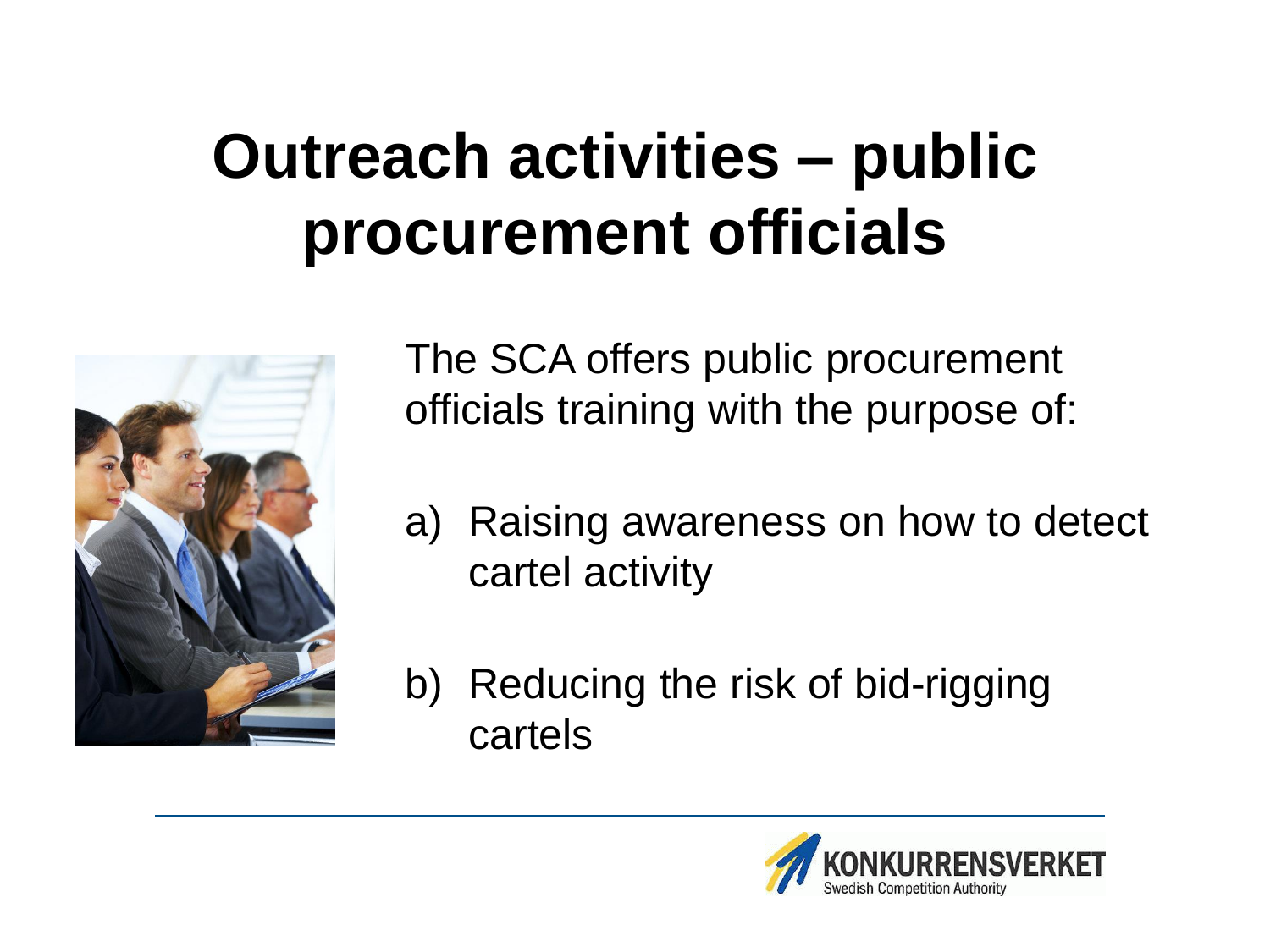# Outreach activities – public procurement officials

The SCA offers public procurement officials training with the purpose of:

a) Raising awareness on how to detect cartel activity

b) Reducing the risk of bid-rigging cartels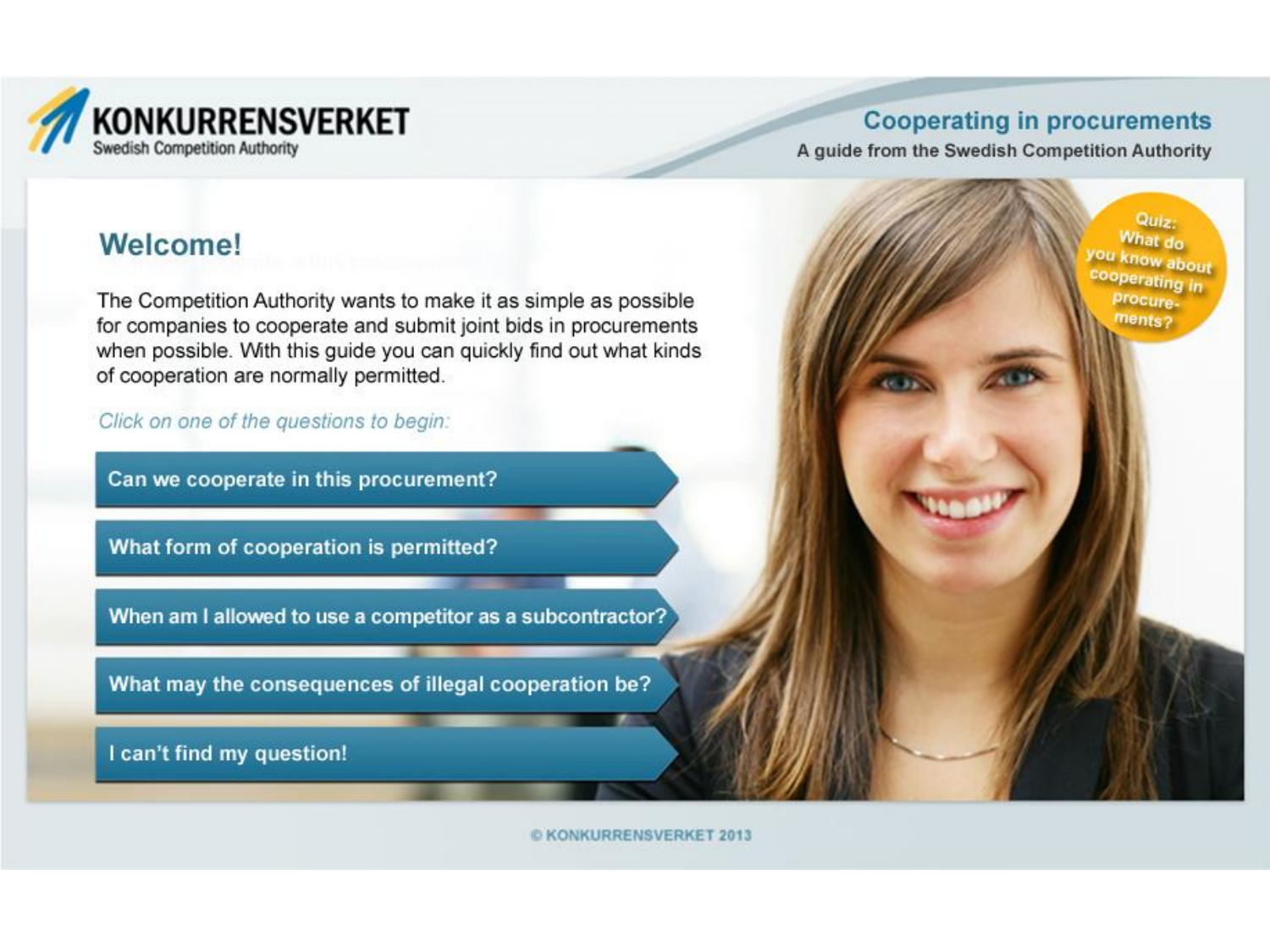**KONKURRENSVERKET**
Swedish Competition Authority

## Cooperating in procurements

A guide from the Swedish Competition Authority

## Welcome!

The Competition Authority wants to make it as simple as possible for companies to cooperate and submit joint bids in procurements when possible. With this guide you can quickly find out what kinds of cooperation are normally permitted.

*Click on one of the questions to begin:*

- Can we cooperate in this procurement?
- What form of cooperation is permitted?
- When am I allowed to use a competitor as a subcontractor?
- What may the consequences of illegal cooperation be?
- I can't find my question!

Quiz: What do you know about cooperating in procurements?

© KONKURRENSVERKET 2013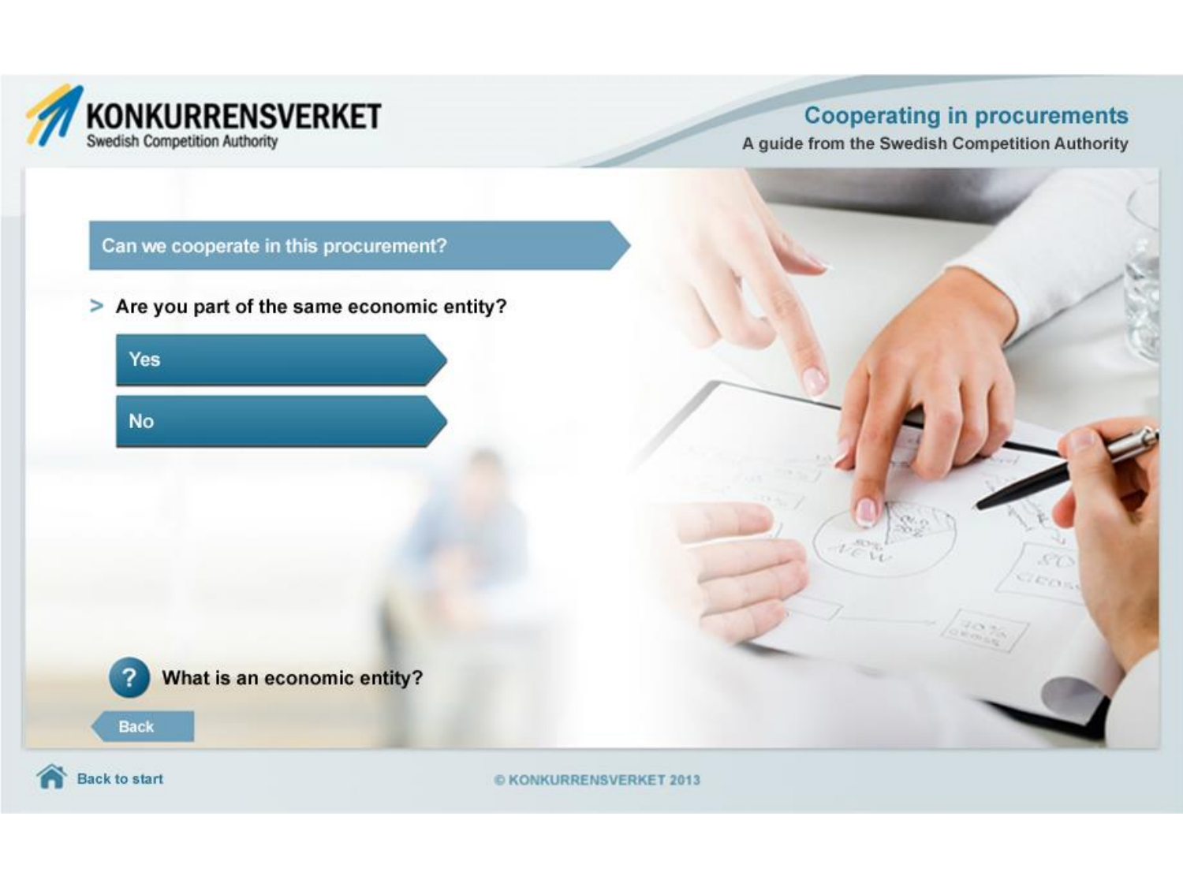## Can we cooperate in this procurement?

> Are you part of the same economic entity?

Yes

No

What is an economic entity?

Back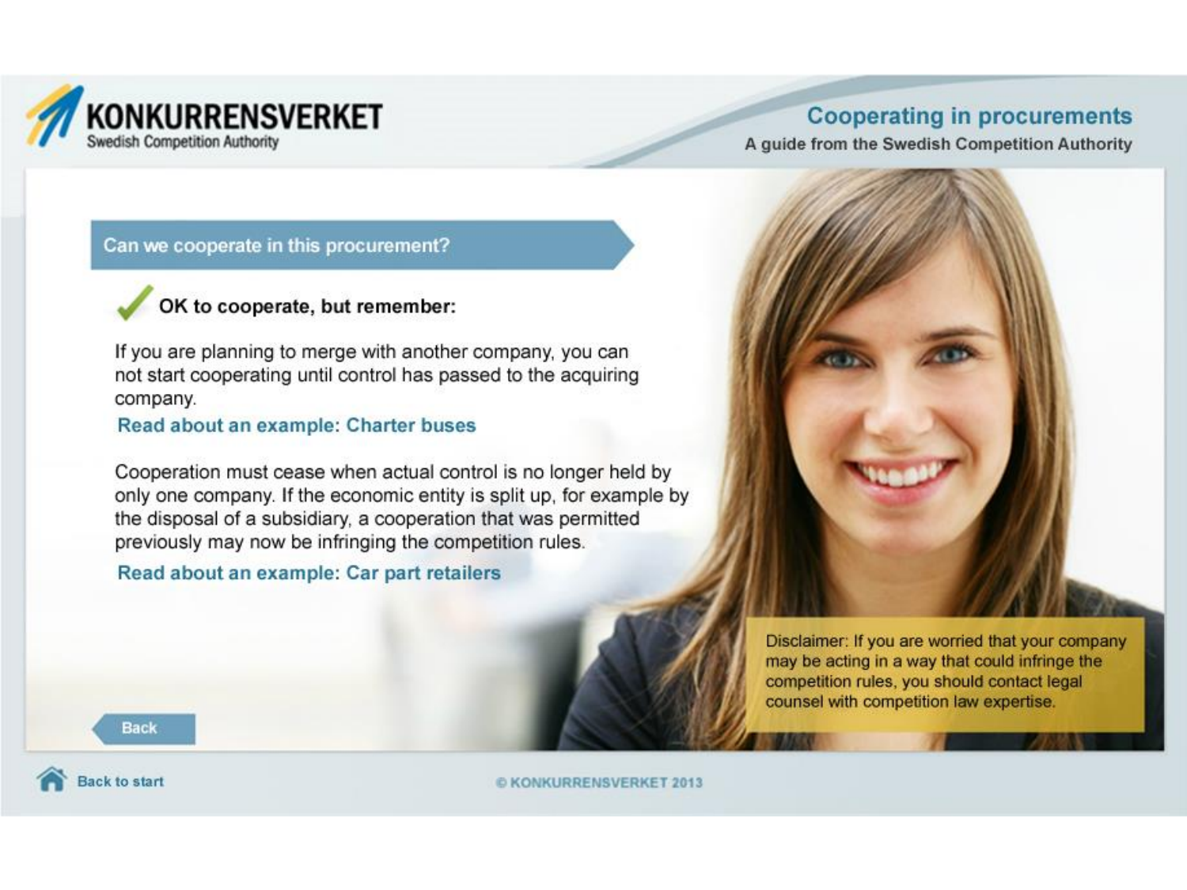## Can we cooperate in this procurement?

✓ **OK to cooperate, but remember:**

If you are planning to merge with another company, you can not start cooperating until control has passed to the acquiring company.

**Read about an example: Charter buses**

Cooperation must cease when actual control is no longer held by only one company. If the economic entity is split up, for example by the disposal of a subsidiary, a cooperation that was permitted previously may now be infringing the competition rules.

**Read about an example: Car part retailers**

Disclaimer: If you are worried that your company may be acting in a way that could infringe the competition rules, you should contact legal counsel with competition law expertise.

Back

Back to start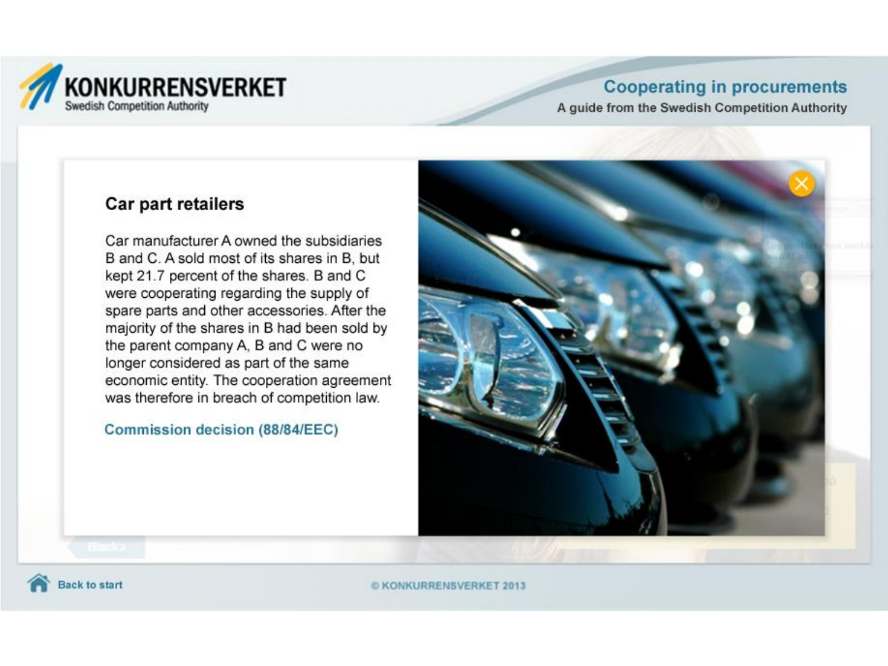## Car part retailers

Car manufacturer A owned the subsidiaries B and C. A sold most of its shares in B, but kept 21.7 percent of the shares. B and C were cooperating regarding the supply of spare parts and other accessories. After the majority of the shares in B had been sold by the parent company A, B and C were no longer considered as part of the same economic entity. The cooperation agreement was therefore in breach of competition law.

Commission decision (88/84/EEC)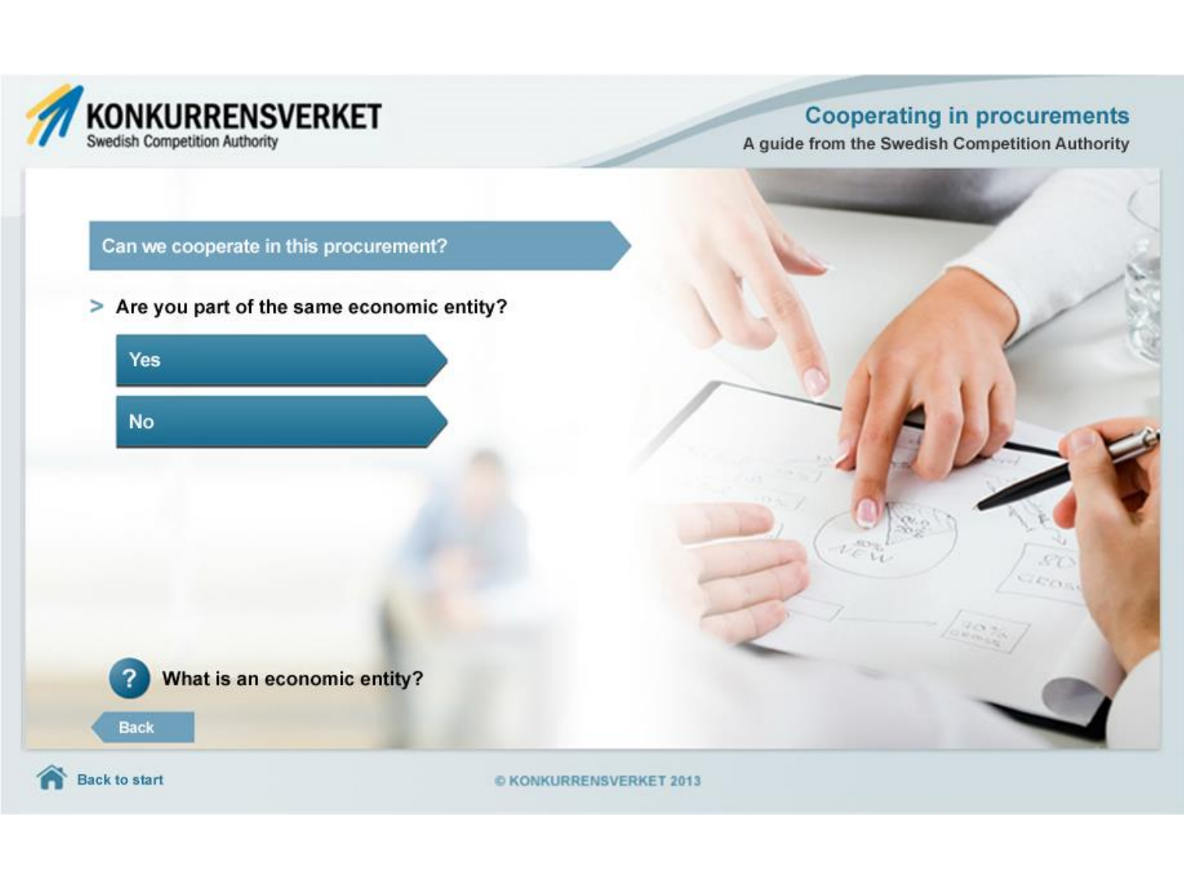## Can we cooperate in this procurement?

> Are you part of the same economic entity?

- Yes
- No

What is an economic entity?

Back

Back to start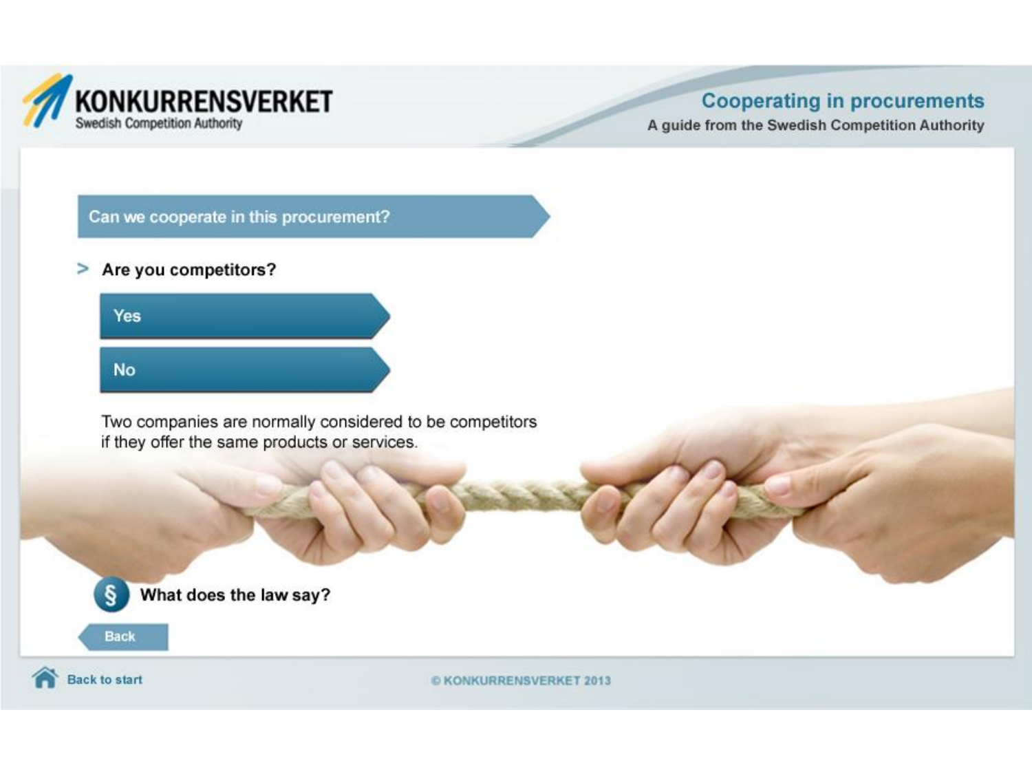## Can we cooperate in this procurement?

> **Are you competitors?**

**Yes**

**No**

Two companies are normally considered to be competitors if they offer the same products or services.

§ **What does the law say?**

Back

Back to start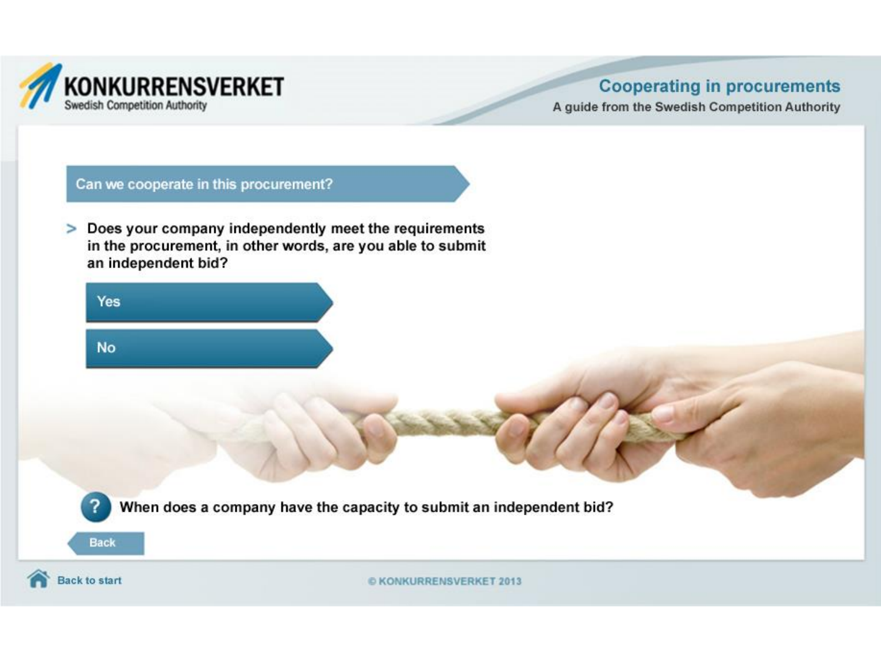## Can we cooperate in this procurement?

> Does your company independently meet the requirements in the procurement, in other words, are you able to submit an independent bid?

Yes

No

When does a company have the capacity to submit an independent bid?

Back

Back to start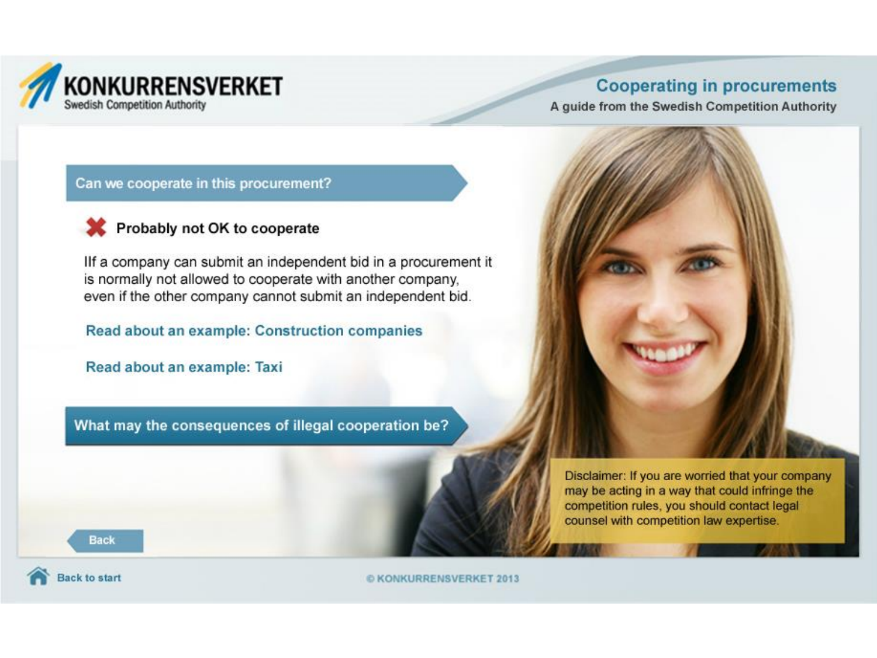**KONKURRENSVERKET**
Swedish Competition Authority

## Cooperating in procurements

A guide from the Swedish Competition Authority

### Can we cooperate in this procurement?

✖ **Probably not OK to cooperate**

IIf a company can submit an independent bid in a procurement it is normally not allowed to cooperate with another company, even if the other company cannot submit an independent bid.

**Read about an example: Construction companies**

**Read about an example: Taxi**

### What may the consequences of illegal cooperation be?

Disclaimer: If you are worried that your company may be acting in a way that could infringe the competition rules, you should contact legal counsel with competition law expertise.

Back

Back to start

© KONKURRENSVERKET 2013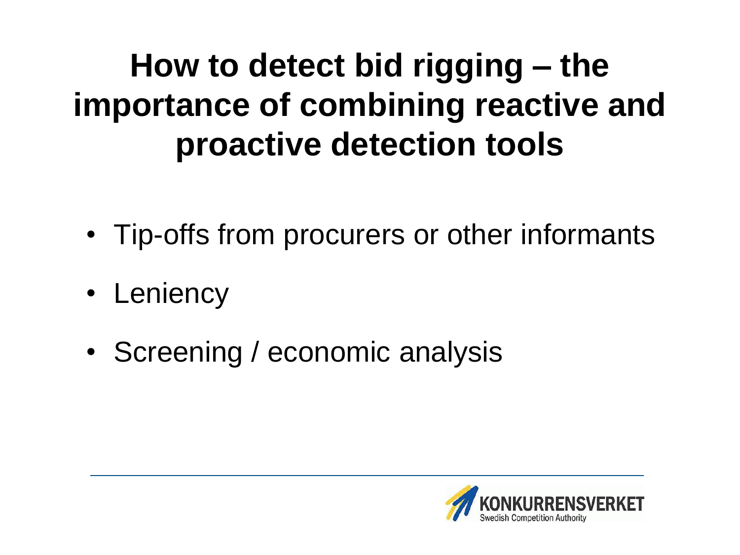# How to detect bid rigging – the importance of combining reactive and proactive detection tools

- Tip-offs from procurers or other informants
- Leniency
- Screening / economic analysis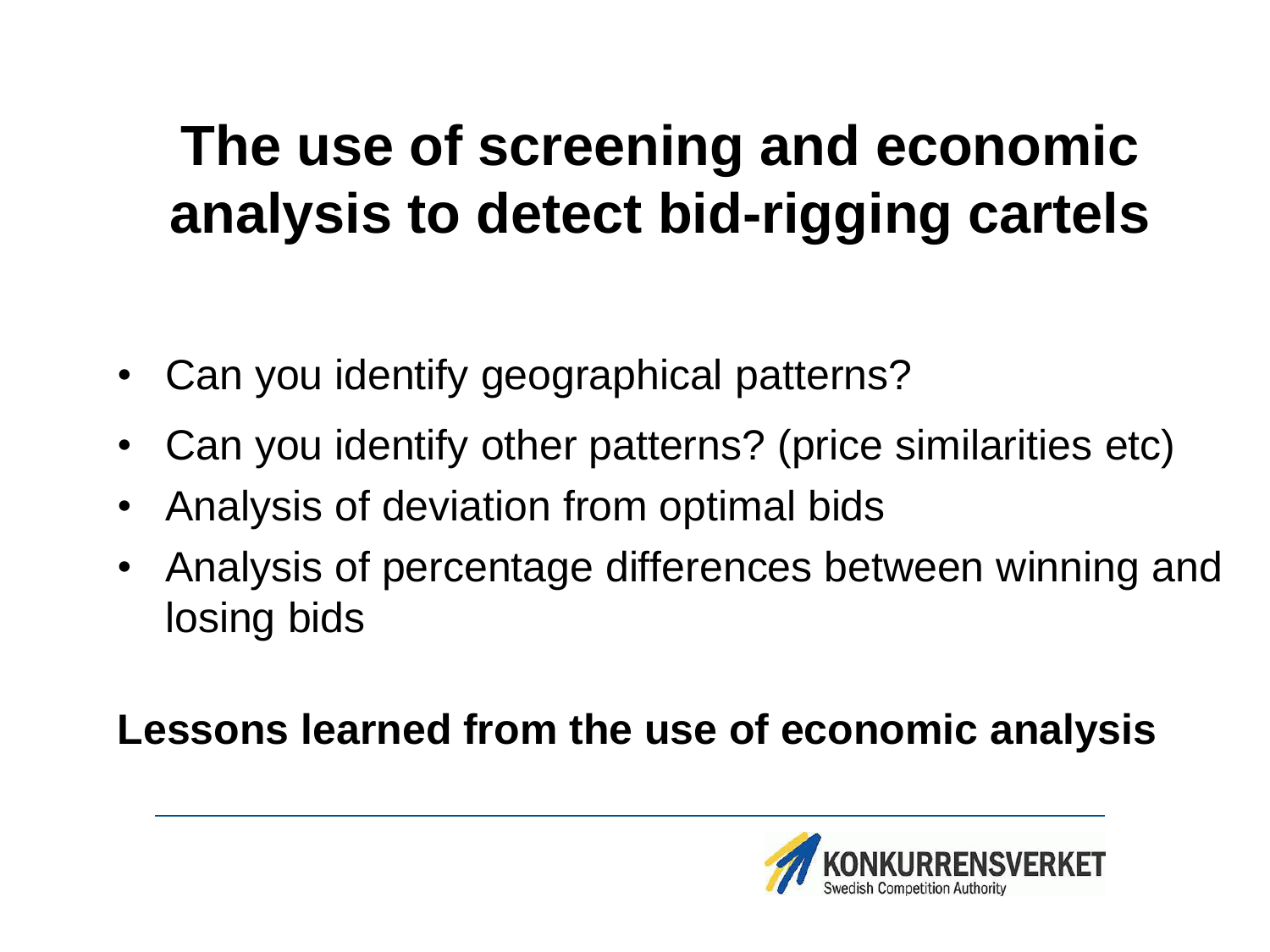# The use of screening and economic analysis to detect bid-rigging cartels

- Can you identify geographical patterns?
- Can you identify other patterns? (price similarities etc)
- Analysis of deviation from optimal bids
- Analysis of percentage differences between winning and losing bids

**Lessons learned from the use of economic analysis**

KONKURRENSVERKET
Swedish Competition Authority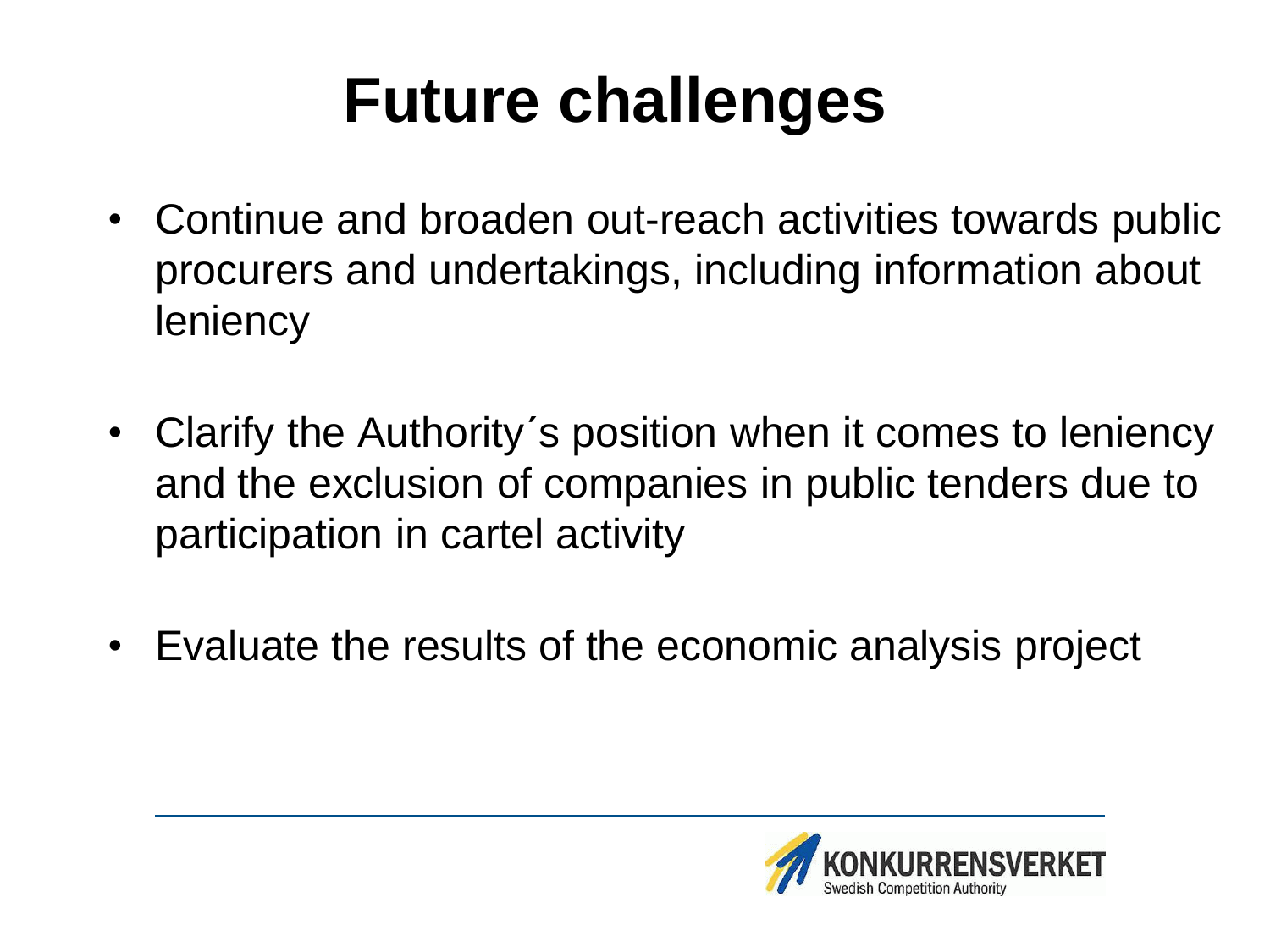# Future challenges

- Continue and broaden out-reach activities towards public procurers and undertakings, including information about leniency
- Clarify the Authority´s position when it comes to leniency and the exclusion of companies in public tenders due to participation in cartel activity
- Evaluate the results of the economic analysis project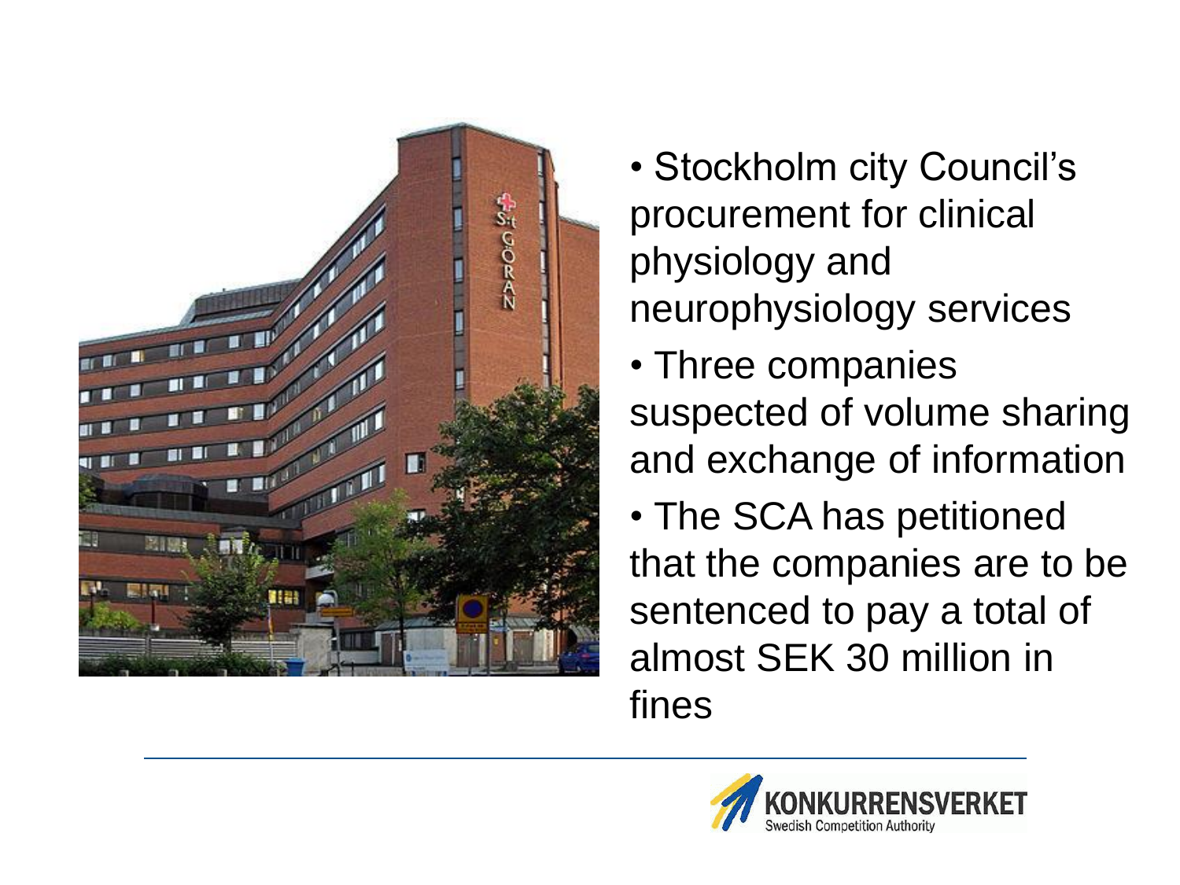- Stockholm city Council's procurement for clinical physiology and neurophysiology services
- Three companies suspected of volume sharing and exchange of information
- The SCA has petitioned that the companies are to be sentenced to pay a total of almost SEK 30 million in fines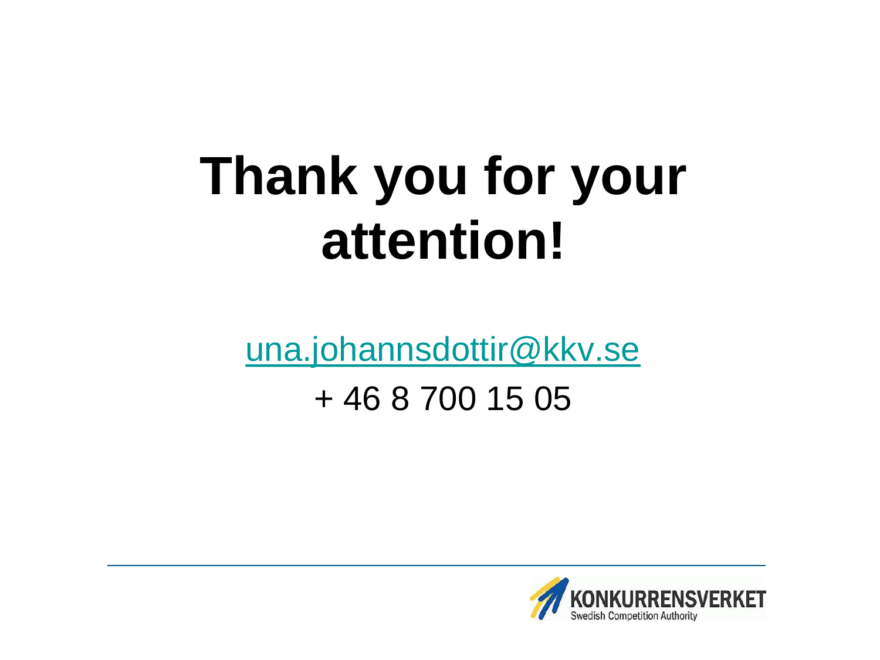# Thank you for your attention!

una.johannsdottir@kkv.se

+ 46 8 700 15 05

KONKURRENSVERKET
Swedish Competition Authority